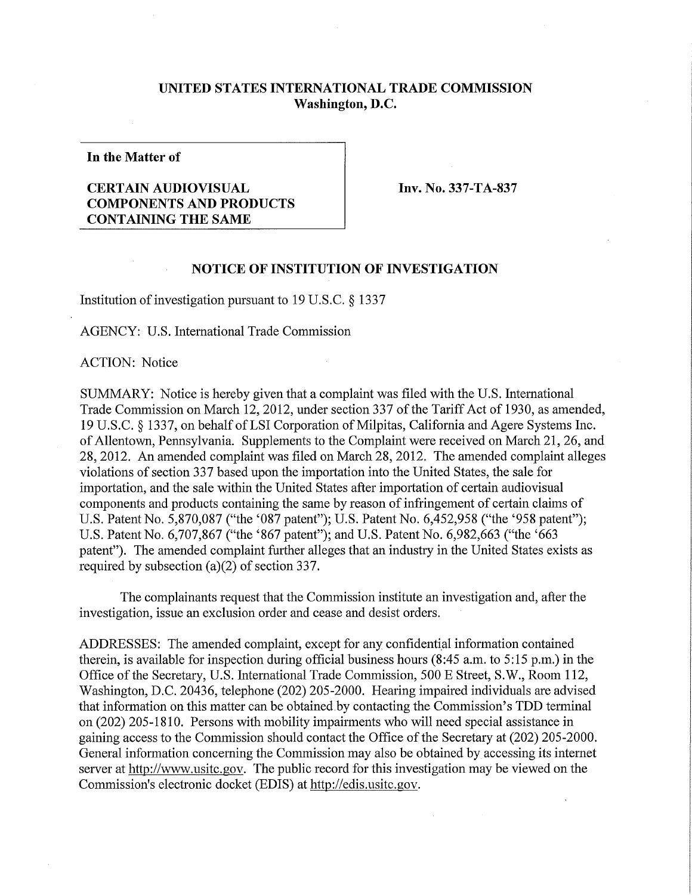**UNITED STATES INTERNATIONAL TRADE COMMISSION**
**Washington, D.C.**

**In the Matter of**

**CERTAIN AUDIOVISUAL COMPONENTS AND PRODUCTS CONTAINING THE SAME**

**Inv. No. 337-TA-837**

## NOTICE OF INSTITUTION OF INVESTIGATION

Institution of investigation pursuant to 19 U.S.C. § 1337

AGENCY: U.S. International Trade Commission

ACTION: Notice

SUMMARY: Notice is hereby given that a complaint was filed with the U.S. International Trade Commission on March 12, 2012, under section 337 of the Tariff Act of 1930, as amended, 19 U.S.C. § 1337, on behalf of LSI Corporation of Milpitas, California and Agere Systems Inc. of Allentown, Pennsylvania. Supplements to the Complaint were received on March 21, 26, and 28, 2012. An amended complaint was filed on March 28, 2012. The amended complaint alleges violations of section 337 based upon the importation into the United States, the sale for importation, and the sale within the United States after importation of certain audiovisual components and products containing the same by reason of infringement of certain claims of U.S. Patent No. 5,870,087 ("the '087 patent"); U.S. Patent No. 6,452,958 ("the '958 patent"); U.S. Patent No. 6,707,867 ("the '867 patent"); and U.S. Patent No. 6,982,663 ("the '663 patent"). The amended complaint further alleges that an industry in the United States exists as required by subsection (a)(2) of section 337.

The complainants request that the Commission institute an investigation and, after the investigation, issue an exclusion order and cease and desist orders.

ADDRESSES: The amended complaint, except for any confidential information contained therein, is available for inspection during official business hours (8:45 a.m. to 5:15 p.m.) in the Office of the Secretary, U.S. International Trade Commission, 500 E Street, S.W., Room 112, Washington, D.C. 20436, telephone (202) 205-2000. Hearing impaired individuals are advised that information on this matter can be obtained by contacting the Commission's TDD terminal on (202) 205-1810. Persons with mobility impairments who will need special assistance in gaining access to the Commission should contact the Office of the Secretary at (202) 205-2000. General information concerning the Commission may also be obtained by accessing its internet server at http://www.usitc.gov. The public record for this investigation may be viewed on the Commission's electronic docket (EDIS) at http://edis.usitc.gov.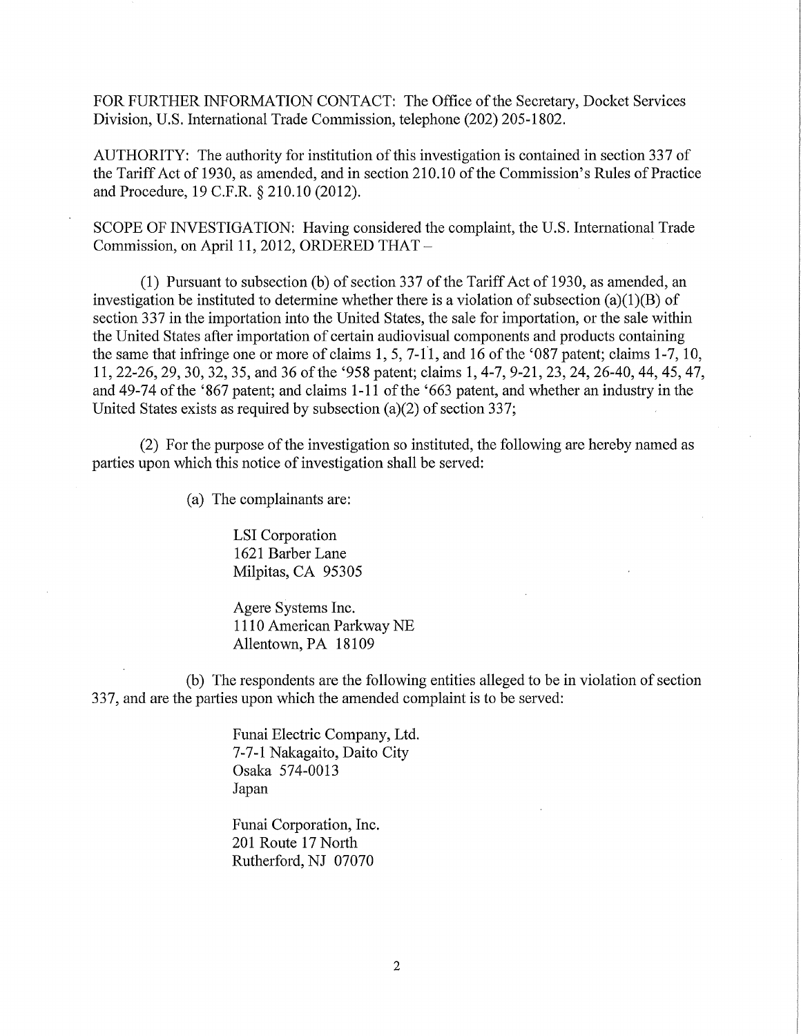FOR FURTHER INFORMATION CONTACT: The Office of the Secretary, Docket Services Division, U.S. International Trade Commission, telephone (202) 205-1802.

AUTHORITY: The authority for institution of this investigation is contained in section 337 of the Tariff Act of 1930, as amended, and in section 210.10 of the Commission's Rules of Practice and Procedure, 19 C.F.R. § 210.10 (2012).

SCOPE OF INVESTIGATION: Having considered the complaint, the U.S. International Trade Commission, on April 11, 2012, ORDERED THAT –

(1) Pursuant to subsection (b) of section 337 of the Tariff Act of 1930, as amended, an investigation be instituted to determine whether there is a violation of subsection (a)(1)(B) of section 337 in the importation into the United States, the sale for importation, or the sale within the United States after importation of certain audiovisual components and products containing the same that infringe one or more of claims 1, 5, 7-11, and 16 of the '087 patent; claims 1-7, 10, 11, 22-26, 29, 30, 32, 35, and 36 of the '958 patent; claims 1, 4-7, 9-21, 23, 24, 26-40, 44, 45, 47, and 49-74 of the '867 patent; and claims 1-11 of the '663 patent, and whether an industry in the United States exists as required by subsection (a)(2) of section 337;

(2) For the purpose of the investigation so instituted, the following are hereby named as parties upon which this notice of investigation shall be served:

(a) The complainants are:

LSI Corporation
1621 Barber Lane
Milpitas, CA 95305

Agere Systems Inc.
1110 American Parkway NE
Allentown, PA 18109

(b) The respondents are the following entities alleged to be in violation of section 337, and are the parties upon which the amended complaint is to be served:

Funai Electric Company, Ltd.
7-7-1 Nakagaito, Daito City
Osaka 574-0013
Japan

Funai Corporation, Inc.
201 Route 17 North
Rutherford, NJ 07070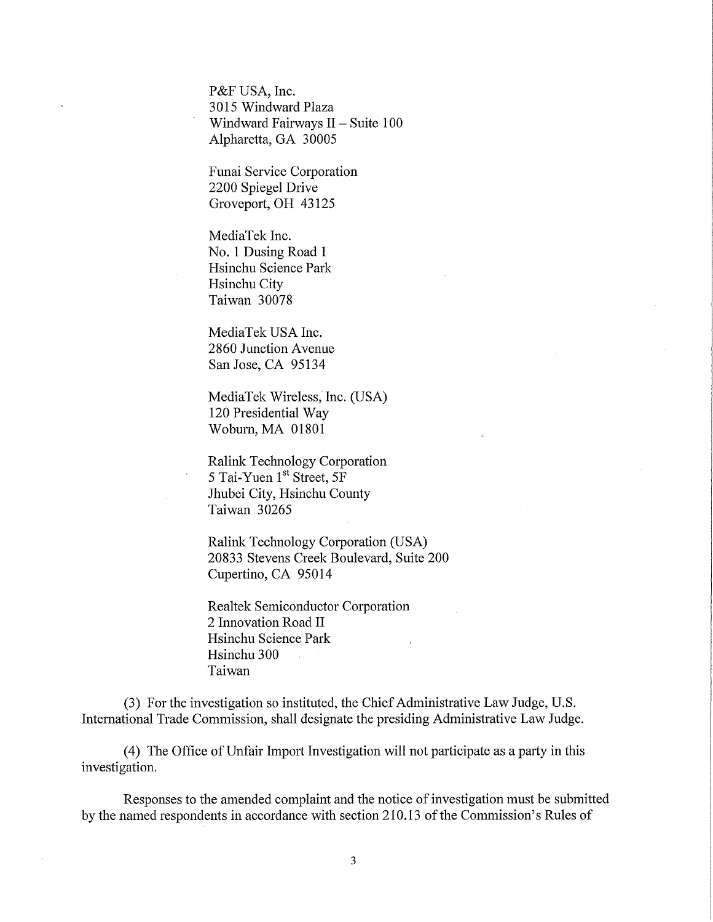P&F USA, Inc.
3015 Windward Plaza
Windward Fairways II – Suite 100
Alpharetta, GA 30005

Funai Service Corporation
2200 Spiegel Drive
Groveport, OH 43125

MediaTek Inc.
No. 1 Dusing Road 1
Hsinchu Science Park
Hsinchu City
Taiwan 30078

MediaTek USA Inc.
2860 Junction Avenue
San Jose, CA 95134

MediaTek Wireless, Inc. (USA)
120 Presidential Way
Woburn, MA 01801

Ralink Technology Corporation
5 Tai-Yuen 1st Street, 5F
Jhubei City, Hsinchu County
Taiwan 30265

Ralink Technology Corporation (USA)
20833 Stevens Creek Boulevard, Suite 200
Cupertino, CA 95014

Realtek Semiconductor Corporation
2 Innovation Road II
Hsinchu Science Park
Hsinchu 300
Taiwan

(3) For the investigation so instituted, the Chief Administrative Law Judge, U.S. International Trade Commission, shall designate the presiding Administrative Law Judge.

(4) The Office of Unfair Import Investigation will not participate as a party in this investigation.

Responses to the amended complaint and the notice of investigation must be submitted by the named respondents in accordance with section 210.13 of the Commission's Rules of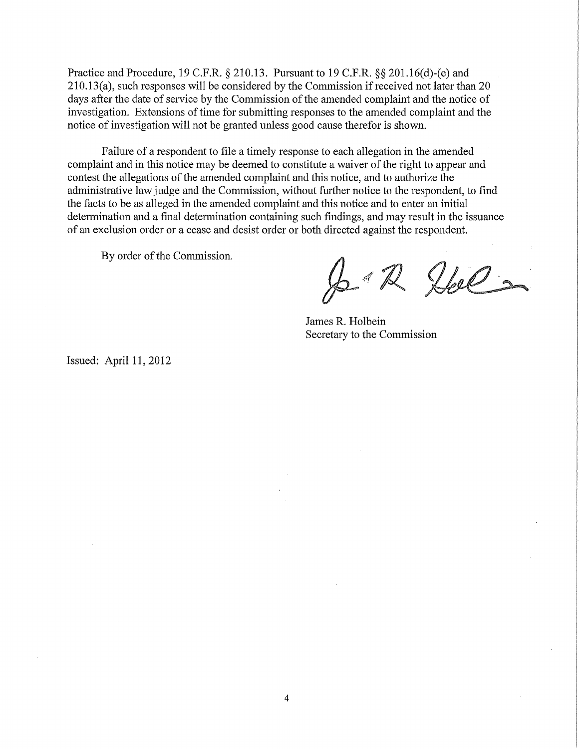Practice and Procedure, 19 C.F.R. § 210.13. Pursuant to 19 C.F.R. §§ 201.16(d)-(e) and 210.13(a), such responses will be considered by the Commission if received not later than 20 days after the date of service by the Commission of the amended complaint and the notice of investigation. Extensions of time for submitting responses to the amended complaint and the notice of investigation will not be granted unless good cause therefor is shown.

Failure of a respondent to file a timely response to each allegation in the amended complaint and in this notice may be deemed to constitute a waiver of the right to appear and contest the allegations of the amended complaint and this notice, and to authorize the administrative law judge and the Commission, without further notice to the respondent, to find the facts to be as alleged in the amended complaint and this notice and to enter an initial determination and a final determination containing such findings, and may result in the issuance of an exclusion order or a cease and desist order or both directed against the respondent.

By order of the Commission.

James R. Holbein
Secretary to the Commission

Issued: April 11, 2012